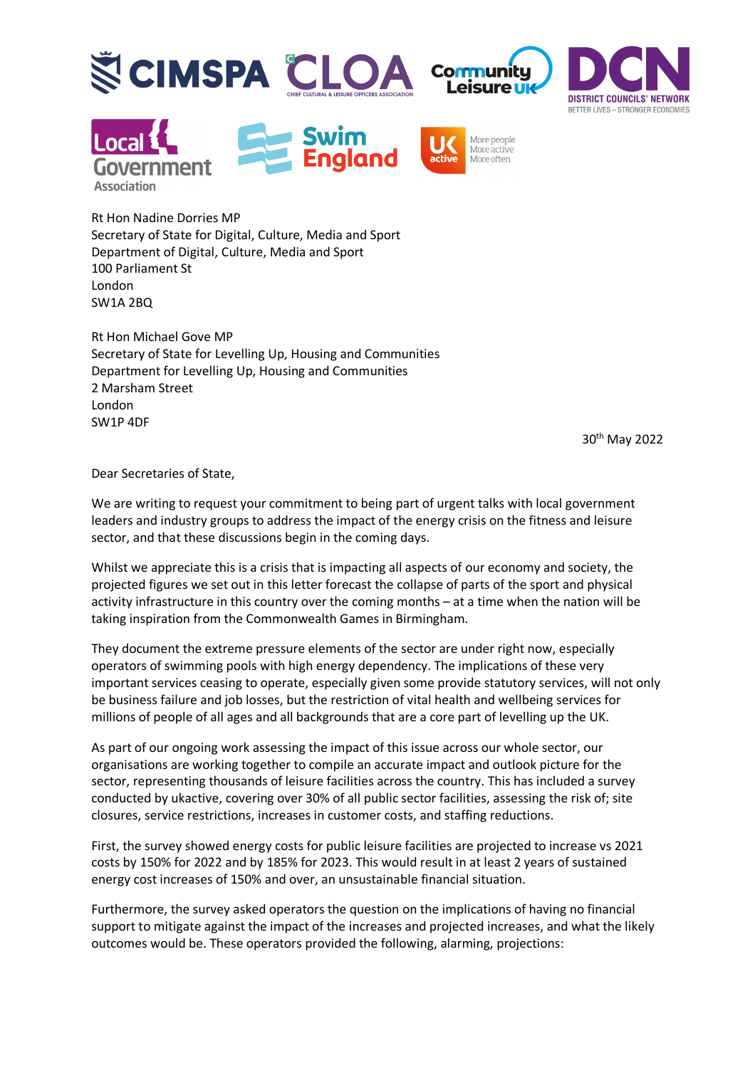Rt Hon Nadine Dorries MP
Secretary of State for Digital, Culture, Media and Sport
Department of Digital, Culture, Media and Sport
100 Parliament St
London
SW1A 2BQ

Rt Hon Michael Gove MP
Secretary of State for Levelling Up, Housing and Communities
Department for Levelling Up, Housing and Communities
2 Marsham Street
London
SW1P 4DF

30th May 2022

Dear Secretaries of State,

We are writing to request your commitment to being part of urgent talks with local government leaders and industry groups to address the impact of the energy crisis on the fitness and leisure sector, and that these discussions begin in the coming days.

Whilst we appreciate this is a crisis that is impacting all aspects of our economy and society, the projected figures we set out in this letter forecast the collapse of parts of the sport and physical activity infrastructure in this country over the coming months – at a time when the nation will be taking inspiration from the Commonwealth Games in Birmingham.

They document the extreme pressure elements of the sector are under right now, especially operators of swimming pools with high energy dependency. The implications of these very important services ceasing to operate, especially given some provide statutory services, will not only be business failure and job losses, but the restriction of vital health and wellbeing services for millions of people of all ages and all backgrounds that are a core part of levelling up the UK.

As part of our ongoing work assessing the impact of this issue across our whole sector, our organisations are working together to compile an accurate impact and outlook picture for the sector, representing thousands of leisure facilities across the country. This has included a survey conducted by ukactive, covering over 30% of all public sector facilities, assessing the risk of; site closures, service restrictions, increases in customer costs, and staffing reductions.

First, the survey showed energy costs for public leisure facilities are projected to increase vs 2021 costs by 150% for 2022 and by 185% for 2023. This would result in at least 2 years of sustained energy cost increases of 150% and over, an unsustainable financial situation.

Furthermore, the survey asked operators the question on the implications of having no financial support to mitigate against the impact of the increases and projected increases, and what the likely outcomes would be. These operators provided the following, alarming, projections: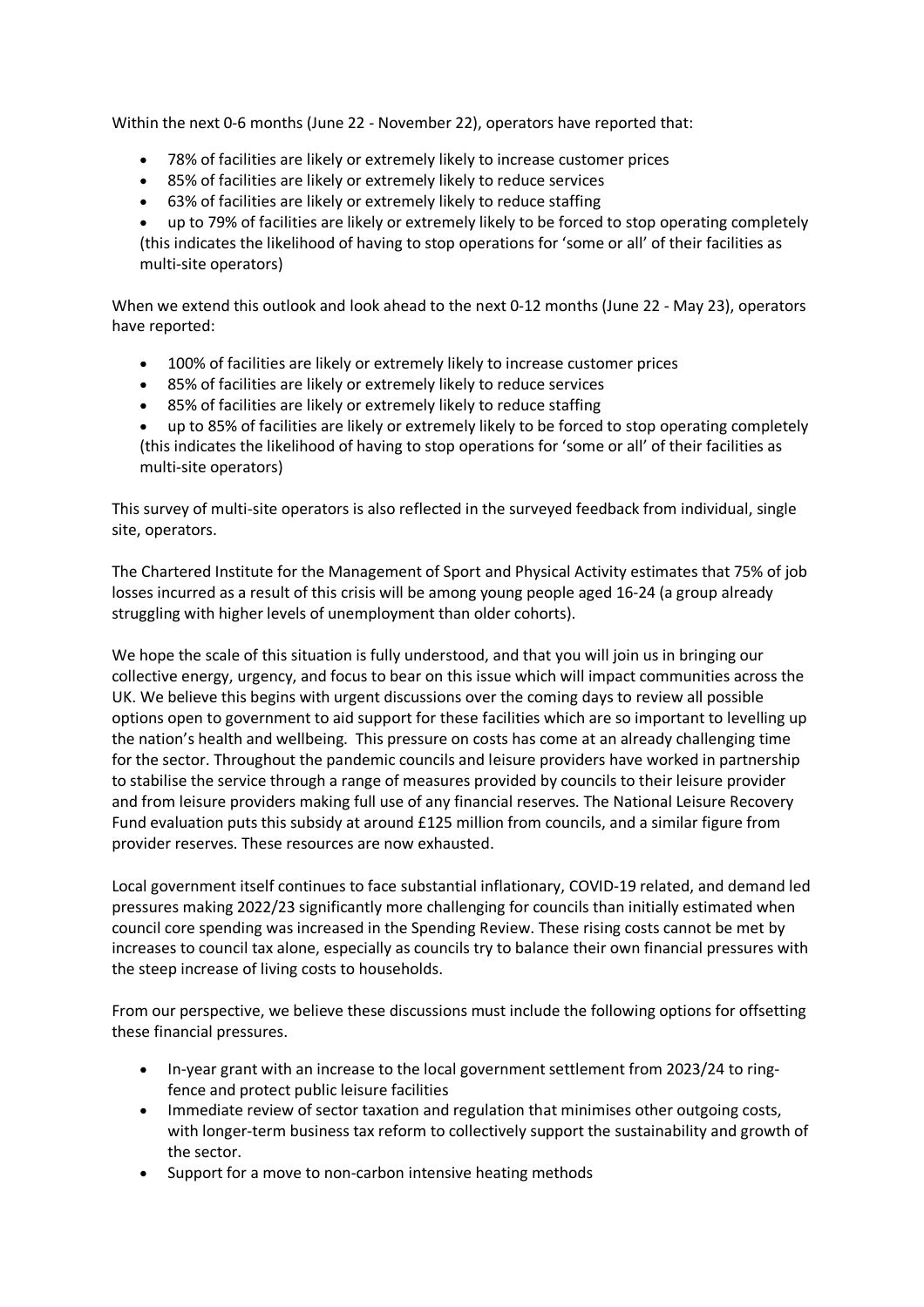Within the next 0-6 months (June 22 - November 22), operators have reported that:

- 78% of facilities are likely or extremely likely to increase customer prices
- 85% of facilities are likely or extremely likely to reduce services
- 63% of facilities are likely or extremely likely to reduce staffing
- up to 79% of facilities are likely or extremely likely to be forced to stop operating completely (this indicates the likelihood of having to stop operations for 'some or all' of their facilities as multi-site operators)

When we extend this outlook and look ahead to the next 0-12 months (June 22 - May 23), operators have reported:

- 100% of facilities are likely or extremely likely to increase customer prices
- 85% of facilities are likely or extremely likely to reduce services
- 85% of facilities are likely or extremely likely to reduce staffing
- up to 85% of facilities are likely or extremely likely to be forced to stop operating completely (this indicates the likelihood of having to stop operations for 'some or all' of their facilities as multi-site operators)

This survey of multi-site operators is also reflected in the surveyed feedback from individual, single site, operators.

The Chartered Institute for the Management of Sport and Physical Activity estimates that 75% of job losses incurred as a result of this crisis will be among young people aged 16-24 (a group already struggling with higher levels of unemployment than older cohorts).

We hope the scale of this situation is fully understood, and that you will join us in bringing our collective energy, urgency, and focus to bear on this issue which will impact communities across the UK. We believe this begins with urgent discussions over the coming days to review all possible options open to government to aid support for these facilities which are so important to levelling up the nation's health and wellbeing. This pressure on costs has come at an already challenging time for the sector. Throughout the pandemic councils and leisure providers have worked in partnership to stabilise the service through a range of measures provided by councils to their leisure provider and from leisure providers making full use of any financial reserves. The National Leisure Recovery Fund evaluation puts this subsidy at around £125 million from councils, and a similar figure from provider reserves. These resources are now exhausted.

Local government itself continues to face substantial inflationary, COVID-19 related, and demand led pressures making 2022/23 significantly more challenging for councils than initially estimated when council core spending was increased in the Spending Review. These rising costs cannot be met by increases to council tax alone, especially as councils try to balance their own financial pressures with the steep increase of living costs to households.

From our perspective, we believe these discussions must include the following options for offsetting these financial pressures.

- In-year grant with an increase to the local government settlement from 2023/24 to ring-fence and protect public leisure facilities
- Immediate review of sector taxation and regulation that minimises other outgoing costs, with longer-term business tax reform to collectively support the sustainability and growth of the sector.
- Support for a move to non-carbon intensive heating methods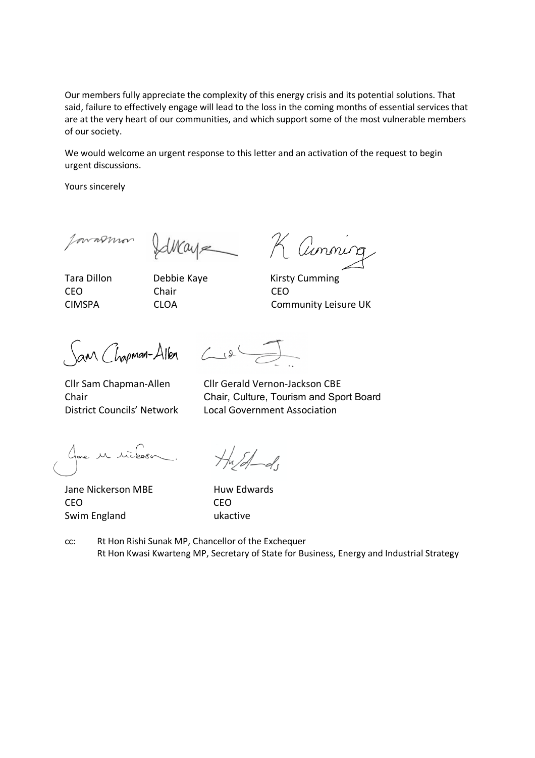Our members fully appreciate the complexity of this energy crisis and its potential solutions. That said, failure to effectively engage will lead to the loss in the coming months of essential services that are at the very heart of our communities, and which support some of the most vulnerable members of our society.

We would welcome an urgent response to this letter and an activation of the request to begin urgent discussions.

Yours sincerely

Tara Dillon
CEO
CIMSPA

Debbie Kaye
Chair
CLOA

Kirsty Cumming
CEO
Community Leisure UK

Cllr Sam Chapman-Allen
Chair
District Councils' Network

Cllr Gerald Vernon-Jackson CBE
Chair, Culture, Tourism and Sport Board
Local Government Association

Jane Nickerson MBE
CEO
Swim England

Huw Edwards
CEO
ukactive

cc: Rt Hon Rishi Sunak MP, Chancellor of the Exchequer
Rt Hon Kwasi Kwarteng MP, Secretary of State for Business, Energy and Industrial Strategy